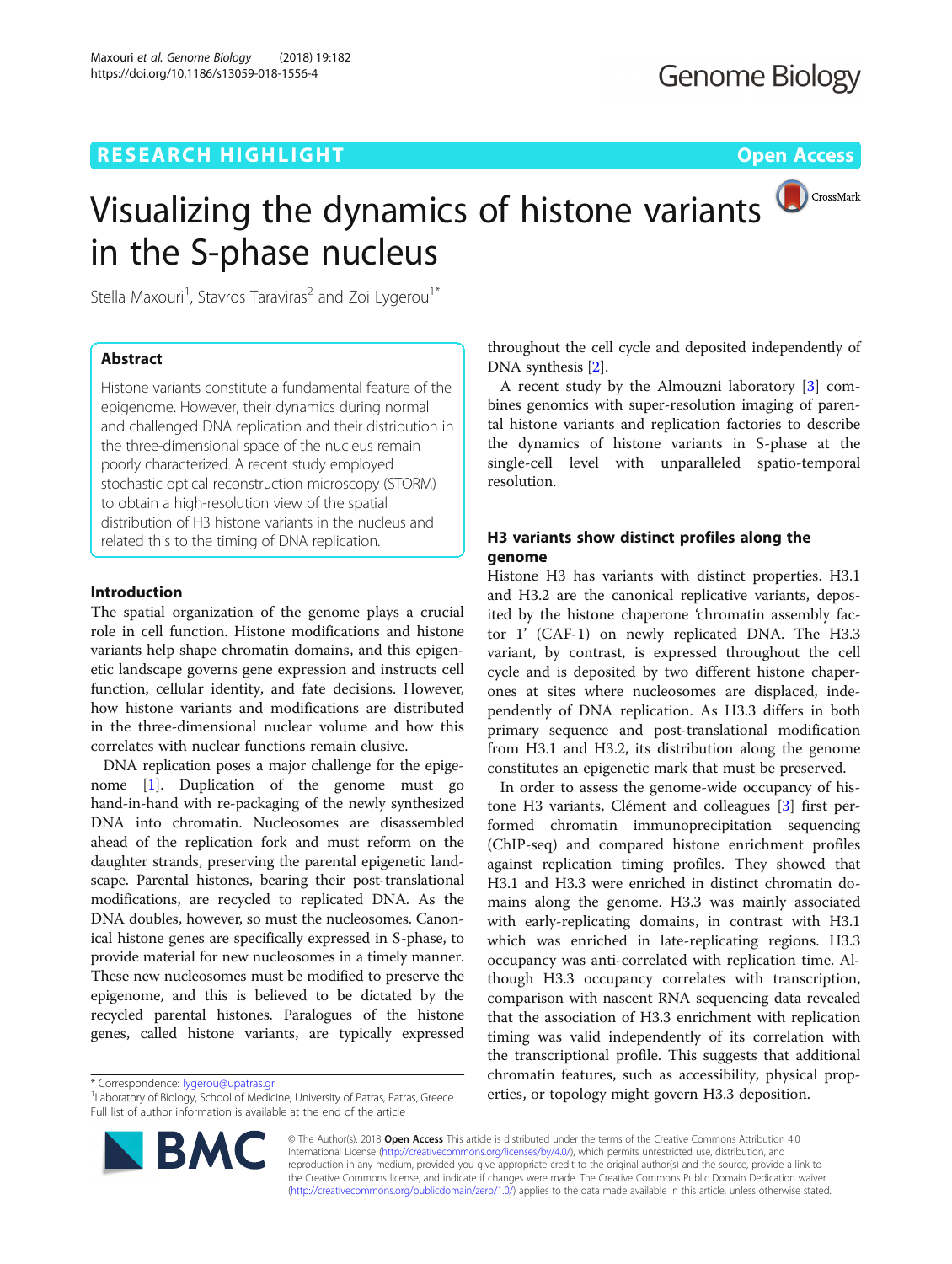RESEARCH HIGHLIGHT

Open Access

# Visualizing the dynamics of histone variants in the S-phase nucleus

Stella Maxouri[1], Stavros Taraviras[2] and Zoi Lygerou[1*]

## Abstract

Histone variants constitute a fundamental feature of the epigenome. However, their dynamics during normal and challenged DNA replication and their distribution in the three-dimensional space of the nucleus remain poorly characterized. A recent study employed stochastic optical reconstruction microscopy (STORM) to obtain a high-resolution view of the spatial distribution of H3 histone variants in the nucleus and related this to the timing of DNA replication.

## Introduction

The spatial organization of the genome plays a crucial role in cell function. Histone modifications and histone variants help shape chromatin domains, and this epigenetic landscape governs gene expression and instructs cell function, cellular identity, and fate decisions. However, how histone variants and modifications are distributed in the three-dimensional nuclear volume and how this correlates with nuclear functions remain elusive.

DNA replication poses a major challenge for the epigenome [1]. Duplication of the genome must go hand-in-hand with re-packaging of the newly synthesized DNA into chromatin. Nucleosomes are disassembled ahead of the replication fork and must reform on the daughter strands, preserving the parental epigenetic landscape. Parental histones, bearing their post-translational modifications, are recycled to replicated DNA. As the DNA doubles, however, so must the nucleosomes. Canonical histone genes are specifically expressed in S-phase, to provide material for new nucleosomes in a timely manner. These new nucleosomes must be modified to preserve the epigenome, and this is believed to be dictated by the recycled parental histones. Paralogues of the histone genes, called histone variants, are typically expressed throughout the cell cycle and deposited independently of DNA synthesis [2].

A recent study by the Almouzni laboratory [3] combines genomics with super-resolution imaging of parental histone variants and replication factories to describe the dynamics of histone variants in S-phase at the single-cell level with unparalleled spatio-temporal resolution.

## H3 variants show distinct profiles along the genome

Histone H3 has variants with distinct properties. H3.1 and H3.2 are the canonical replicative variants, deposited by the histone chaperone 'chromatin assembly factor 1' (CAF-1) on newly replicated DNA. The H3.3 variant, by contrast, is expressed throughout the cell cycle and is deposited by two different histone chaperones at sites where nucleosomes are displaced, independently of DNA replication. As H3.3 differs in both primary sequence and post-translational modification from H3.1 and H3.2, its distribution along the genome constitutes an epigenetic mark that must be preserved.

In order to assess the genome-wide occupancy of histone H3 variants, Clément and colleagues [3] first performed chromatin immunoprecipitation sequencing (ChIP-seq) and compared histone enrichment profiles against replication timing profiles. They showed that H3.1 and H3.3 were enriched in distinct chromatin domains along the genome. H3.3 was mainly associated with early-replicating domains, in contrast with H3.1 which was enriched in late-replicating regions. H3.3 occupancy was anti-correlated with replication time. Although H3.3 occupancy correlates with transcription, comparison with nascent RNA sequencing data revealed that the association of H3.3 enrichment with replication timing was valid independently of its correlation with the transcriptional profile. This suggests that additional chromatin features, such as accessibility, physical properties, or topology might govern H3.3 deposition.

* Correspondence: lygerou@upatras.gr
[1]Laboratory of Biology, School of Medicine, University of Patras, Patras, Greece
Full list of author information is available at the end of the article

© The Author(s). 2018 **Open Access** This article is distributed under the terms of the Creative Commons Attribution 4.0 International License (http://creativecommons.org/licenses/by/4.0/), which permits unrestricted use, distribution, and reproduction in any medium, provided you give appropriate credit to the original author(s) and the source, provide a link to the Creative Commons license, and indicate if changes were made. The Creative Commons Public Domain Dedication waiver (http://creativecommons.org/publicdomain/zero/1.0/) applies to the data made available in this article, unless otherwise stated.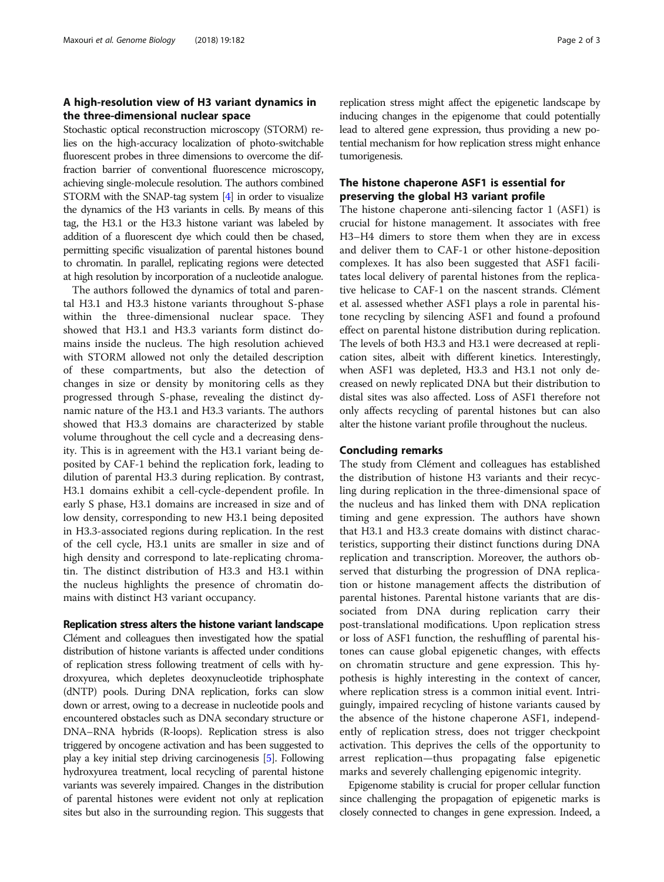## A high-resolution view of H3 variant dynamics in the three-dimensional nuclear space

Stochastic optical reconstruction microscopy (STORM) relies on the high-accuracy localization of photo-switchable fluorescent probes in three dimensions to overcome the diffraction barrier of conventional fluorescence microscopy, achieving single-molecule resolution. The authors combined STORM with the SNAP-tag system [4] in order to visualize the dynamics of the H3 variants in cells. By means of this tag, the H3.1 or the H3.3 histone variant was labeled by addition of a fluorescent dye which could then be chased, permitting specific visualization of parental histones bound to chromatin. In parallel, replicating regions were detected at high resolution by incorporation of a nucleotide analogue.

The authors followed the dynamics of total and parental H3.1 and H3.3 histone variants throughout S-phase within the three-dimensional nuclear space. They showed that H3.1 and H3.3 variants form distinct domains inside the nucleus. The high resolution achieved with STORM allowed not only the detailed description of these compartments, but also the detection of changes in size or density by monitoring cells as they progressed through S-phase, revealing the distinct dynamic nature of the H3.1 and H3.3 variants. The authors showed that H3.3 domains are characterized by stable volume throughout the cell cycle and a decreasing density. This is in agreement with the H3.1 variant being deposited by CAF-1 behind the replication fork, leading to dilution of parental H3.3 during replication. By contrast, H3.1 domains exhibit a cell-cycle-dependent profile. In early S phase, H3.1 domains are increased in size and of low density, corresponding to new H3.1 being deposited in H3.3-associated regions during replication. In the rest of the cell cycle, H3.1 units are smaller in size and of high density and correspond to late-replicating chromatin. The distinct distribution of H3.3 and H3.1 within the nucleus highlights the presence of chromatin domains with distinct H3 variant occupancy.

## Replication stress alters the histone variant landscape

Clément and colleagues then investigated how the spatial distribution of histone variants is affected under conditions of replication stress following treatment of cells with hydroxyurea, which depletes deoxynucleotide triphosphate (dNTP) pools. During DNA replication, forks can slow down or arrest, owing to a decrease in nucleotide pools and encountered obstacles such as DNA secondary structure or DNA–RNA hybrids (R-loops). Replication stress is also triggered by oncogene activation and has been suggested to play a key initial step driving carcinogenesis [5]. Following hydroxyurea treatment, local recycling of parental histone variants was severely impaired. Changes in the distribution of parental histones were evident not only at replication sites but also in the surrounding region. This suggests that replication stress might affect the epigenetic landscape by inducing changes in the epigenome that could potentially lead to altered gene expression, thus providing a new potential mechanism for how replication stress might enhance tumorigenesis.

## The histone chaperone ASF1 is essential for preserving the global H3 variant profile

The histone chaperone anti-silencing factor 1 (ASF1) is crucial for histone management. It associates with free H3–H4 dimers to store them when they are in excess and deliver them to CAF-1 or other histone-deposition complexes. It has also been suggested that ASF1 facilitates local delivery of parental histones from the replicative helicase to CAF-1 on the nascent strands. Clément et al. assessed whether ASF1 plays a role in parental histone recycling by silencing ASF1 and found a profound effect on parental histone distribution during replication. The levels of both H3.3 and H3.1 were decreased at replication sites, albeit with different kinetics. Interestingly, when ASF1 was depleted, H3.3 and H3.1 not only decreased on newly replicated DNA but their distribution to distal sites was also affected. Loss of ASF1 therefore not only affects recycling of parental histones but can also alter the histone variant profile throughout the nucleus.

## Concluding remarks

The study from Clément and colleagues has established the distribution of histone H3 variants and their recycling during replication in the three-dimensional space of the nucleus and has linked them with DNA replication timing and gene expression. The authors have shown that H3.1 and H3.3 create domains with distinct characteristics, supporting their distinct functions during DNA replication and transcription. Moreover, the authors observed that disturbing the progression of DNA replication or histone management affects the distribution of parental histones. Parental histone variants that are dissociated from DNA during replication carry their post-translational modifications. Upon replication stress or loss of ASF1 function, the reshuffling of parental histones can cause global epigenetic changes, with effects on chromatin structure and gene expression. This hypothesis is highly interesting in the context of cancer, where replication stress is a common initial event. Intriguingly, impaired recycling of histone variants caused by the absence of the histone chaperone ASF1, independently of replication stress, does not trigger checkpoint activation. This deprives the cells of the opportunity to arrest replication—thus propagating false epigenetic marks and severely challenging epigenomic integrity.

Epigenome stability is crucial for proper cellular function since challenging the propagation of epigenetic marks is closely connected to changes in gene expression. Indeed, a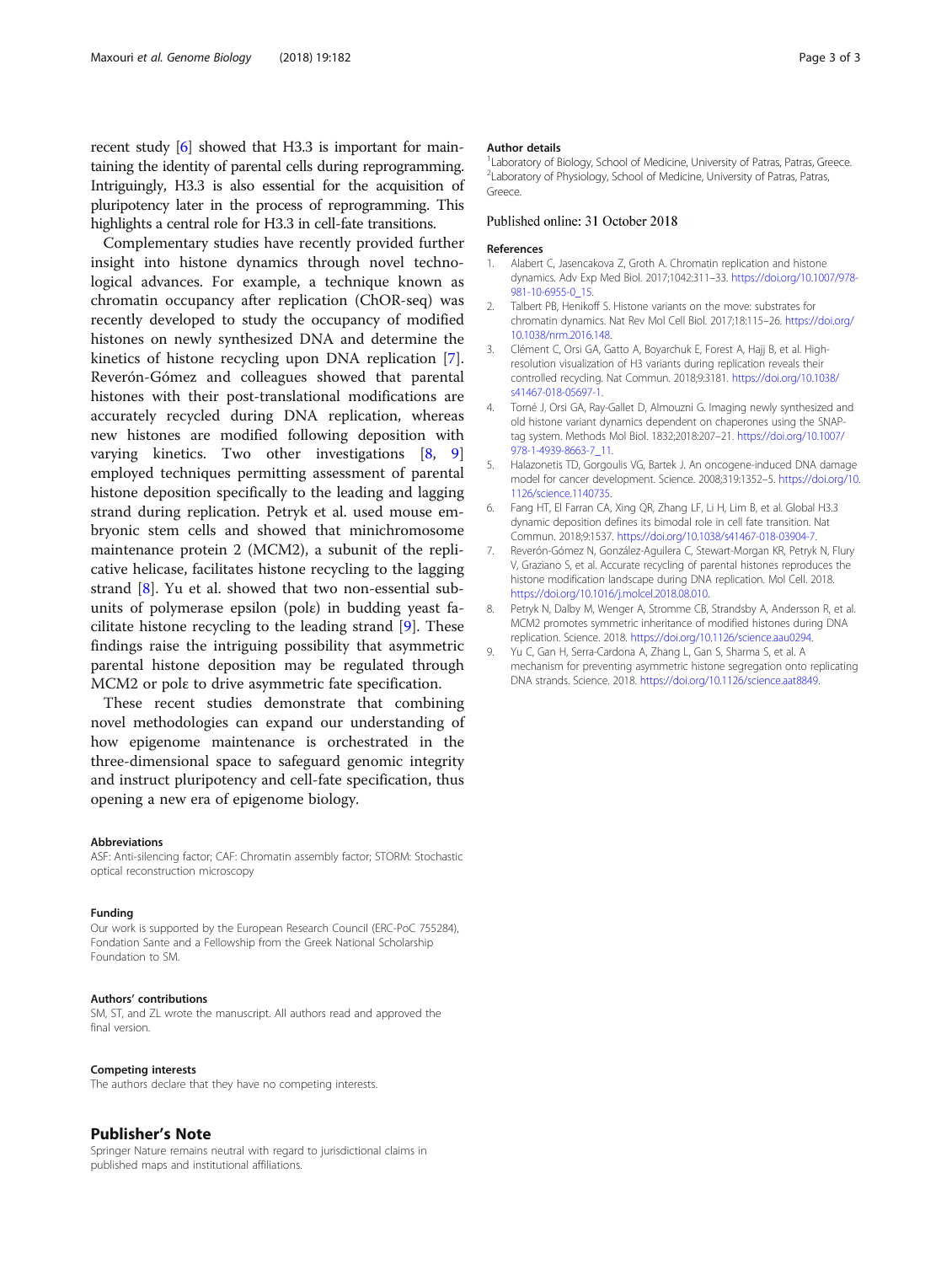recent study [6] showed that H3.3 is important for maintaining the identity of parental cells during reprogramming. Intriguingly, H3.3 is also essential for the acquisition of pluripotency later in the process of reprogramming. This highlights a central role for H3.3 in cell-fate transitions.

Complementary studies have recently provided further insight into histone dynamics through novel technological advances. For example, a technique known as chromatin occupancy after replication (ChOR-seq) was recently developed to study the occupancy of modified histones on newly synthesized DNA and determine the kinetics of histone recycling upon DNA replication [7]. Reverón-Gómez and colleagues showed that parental histones with their post-translational modifications are accurately recycled during DNA replication, whereas new histones are modified following deposition with varying kinetics. Two other investigations [8, 9] employed techniques permitting assessment of parental histone deposition specifically to the leading and lagging strand during replication. Petryk et al. used mouse embryonic stem cells and showed that minichromosome maintenance protein 2 (MCM2), a subunit of the replicative helicase, facilitates histone recycling to the lagging strand [8]. Yu et al. showed that two non-essential subunits of polymerase epsilon (polε) in budding yeast facilitate histone recycling to the leading strand [9]. These findings raise the intriguing possibility that asymmetric parental histone deposition may be regulated through MCM2 or polε to drive asymmetric fate specification.

These recent studies demonstrate that combining novel methodologies can expand our understanding of how epigenome maintenance is orchestrated in the three-dimensional space to safeguard genomic integrity and instruct pluripotency and cell-fate specification, thus opening a new era of epigenome biology.

### Abbreviations

ASF: Anti-silencing factor; CAF: Chromatin assembly factor; STORM: Stochastic optical reconstruction microscopy

### Funding

Our work is supported by the European Research Council (ERC-PoC 755284), Fondation Sante and a Fellowship from the Greek National Scholarship Foundation to SM.

### Authors' contributions

SM, ST, and ZL wrote the manuscript. All authors read and approved the final version.

### Competing interests

The authors declare that they have no competing interests.

## Publisher's Note

Springer Nature remains neutral with regard to jurisdictional claims in published maps and institutional affiliations.

### Author details

[1]Laboratory of Biology, School of Medicine, University of Patras, Patras, Greece. [2]Laboratory of Physiology, School of Medicine, University of Patras, Patras, Greece.

Published online: 31 October 2018

### References

1. Alabert C, Jasencakova Z, Groth A. Chromatin replication and histone dynamics. Adv Exp Med Biol. 2017;1042:311–33. https://doi.org/10.1007/978-981-10-6955-0_15.
2. Talbert PB, Henikoff S. Histone variants on the move: substrates for chromatin dynamics. Nat Rev Mol Cell Biol. 2017;18:115–26. https://doi.org/10.1038/nrm.2016.148.
3. Clément C, Orsi GA, Gatto A, Boyarchuk E, Forest A, Hajj B, et al. High-resolution visualization of H3 variants during replication reveals their controlled recycling. Nat Commun. 2018;9:3181. https://doi.org/10.1038/s41467-018-05697-1.
4. Torné J, Orsi GA, Ray-Gallet D, Almouzni G. Imaging newly synthesized and old histone variant dynamics dependent on chaperones using the SNAP-tag system. Methods Mol Biol. 1832;2018:207–21. https://doi.org/10.1007/978-1-4939-8663-7_11.
5. Halazonetis TD, Gorgoulis VG, Bartek J. An oncogene-induced DNA damage model for cancer development. Science. 2008;319:1352–5. https://doi.org/10.1126/science.1140735.
6. Fang HT, El Farran CA, Xing QR, Zhang LF, Li H, Lim B, et al. Global H3.3 dynamic deposition defines its bimodal role in cell fate transition. Nat Commun. 2018;9:1537. https://doi.org/10.1038/s41467-018-03904-7.
7. Reverón-Gómez N, González-Aguilera C, Stewart-Morgan KR, Petryk N, Flury V, Graziano S, et al. Accurate recycling of parental histones reproduces the histone modification landscape during DNA replication. Mol Cell. 2018. https://doi.org/10.1016/j.molcel.2018.08.010.
8. Petryk N, Dalby M, Wenger A, Stromme CB, Strandsby A, Andersson R, et al. MCM2 promotes symmetric inheritance of modified histones during DNA replication. Science. 2018. https://doi.org/10.1126/science.aau0294.
9. Yu C, Gan H, Serra-Cardona A, Zhang L, Gan S, Sharma S, et al. A mechanism for preventing asymmetric histone segregation onto replicating DNA strands. Science. 2018. https://doi.org/10.1126/science.aat8849.